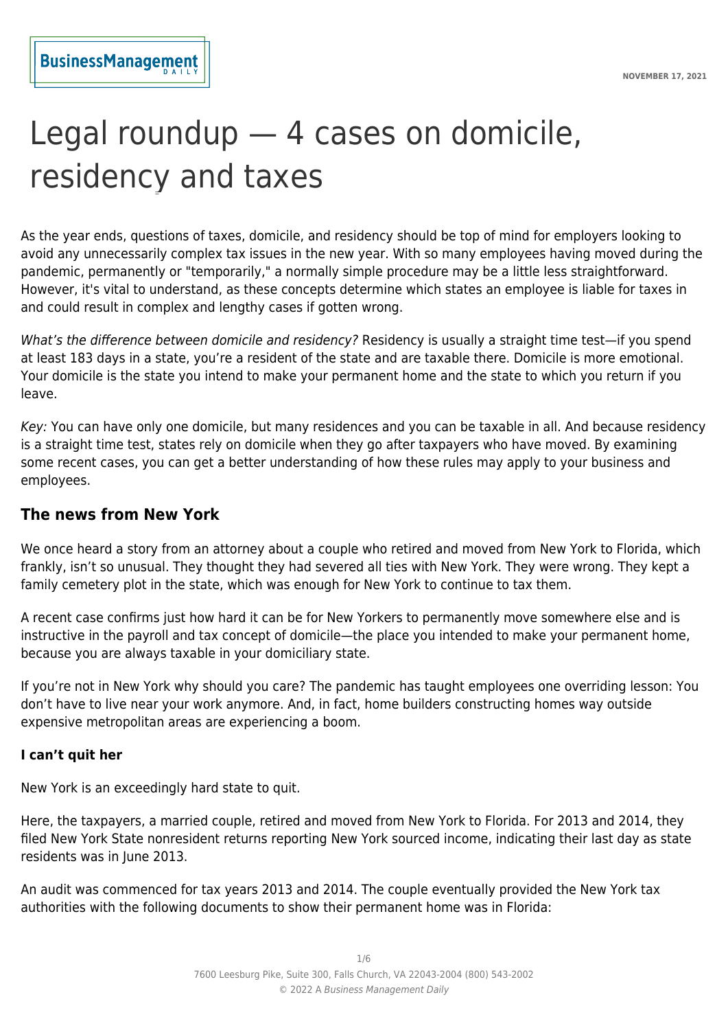# Legal roundup — 4 cases on domicile, residency and taxes

As the year ends, questions of taxes, domicile, and residency should be top of mind for employers looking to avoid any unnecessarily complex tax issues in the new year. With so many employees having moved during the pandemic, permanently or "temporarily," a normally simple procedure may be a little less straightforward. However, it's vital to understand, as these concepts determine which states an employee is liable for taxes in and could result in complex and lengthy cases if gotten wrong.

*What's the difference between domicile and residency?* Residency is usually a straight time test—if you spend at least 183 days in a state, you're a resident of the state and are taxable there. Domicile is more emotional. Your domicile is the state you intend to make your permanent home and the state to which you return if you leave.

*Key:* You can have only one domicile, but many residences and you can be taxable in all. And because residency is a straight time test, states rely on domicile when they go after taxpayers who have moved. By examining some recent cases, you can get a better understanding of how these rules may apply to your business and employees.

## The news from New York

We once heard a story from an attorney about a couple who retired and moved from New York to Florida, which frankly, isn't so unusual. They thought they had severed all ties with New York. They were wrong. They kept a family cemetery plot in the state, which was enough for New York to continue to tax them.

A recent case confirms just how hard it can be for New Yorkers to permanently move somewhere else and is instructive in the payroll and tax concept of domicile—the place you intended to make your permanent home, because you are always taxable in your domiciliary state.

If you're not in New York why should you care? The pandemic has taught employees one overriding lesson: You don't have to live near your work anymore. And, in fact, home builders constructing homes way outside expensive metropolitan areas are experiencing a boom.

### I can't quit her

New York is an exceedingly hard state to quit.

Here, the taxpayers, a married couple, retired and moved from New York to Florida. For 2013 and 2014, they filed New York State nonresident returns reporting New York sourced income, indicating their last day as state residents was in June 2013.

An audit was commenced for tax years 2013 and 2014. The couple eventually provided the New York tax authorities with the following documents to show their permanent home was in Florida: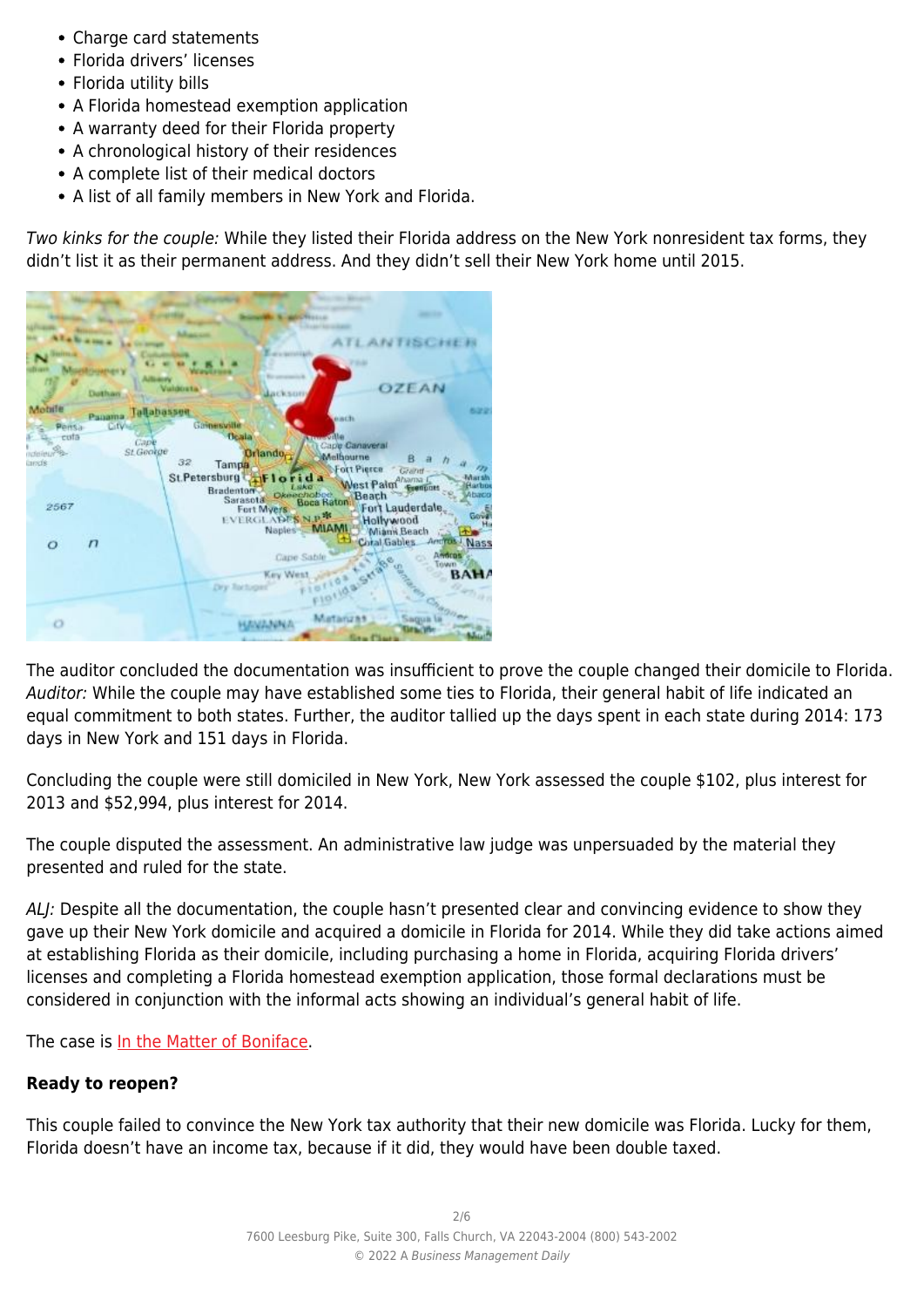- Charge card statements
- Florida drivers' licenses
- Florida utility bills
- A Florida homestead exemption application
- A warranty deed for their Florida property
- A chronological history of their residences
- A complete list of their medical doctors
- A list of all family members in New York and Florida.

*Two kinks for the couple:* While they listed their Florida address on the New York nonresident tax forms, they didn't list it as their permanent address. And they didn't sell their New York home until 2015.

The auditor concluded the documentation was insufficient to prove the couple changed their domicile to Florida. *Auditor:* While the couple may have established some ties to Florida, their general habit of life indicated an equal commitment to both states. Further, the auditor tallied up the days spent in each state during 2014: 173 days in New York and 151 days in Florida.

Concluding the couple were still domiciled in New York, New York assessed the couple $102, plus interest for 2013 and $52,994, plus interest for 2014.

The couple disputed the assessment. An administrative law judge was unpersuaded by the material they presented and ruled for the state.

*ALJ:* Despite all the documentation, the couple hasn't presented clear and convincing evidence to show they gave up their New York domicile and acquired a domicile in Florida for 2014. While they did take actions aimed at establishing Florida as their domicile, including purchasing a home in Florida, acquiring Florida drivers' licenses and completing a Florida homestead exemption application, those formal declarations must be considered in conjunction with the informal acts showing an individual's general habit of life.

The case is In the Matter of Boniface.

**Ready to reopen?**

This couple failed to convince the New York tax authority that their new domicile was Florida. Lucky for them, Florida doesn't have an income tax, because if it did, they would have been double taxed.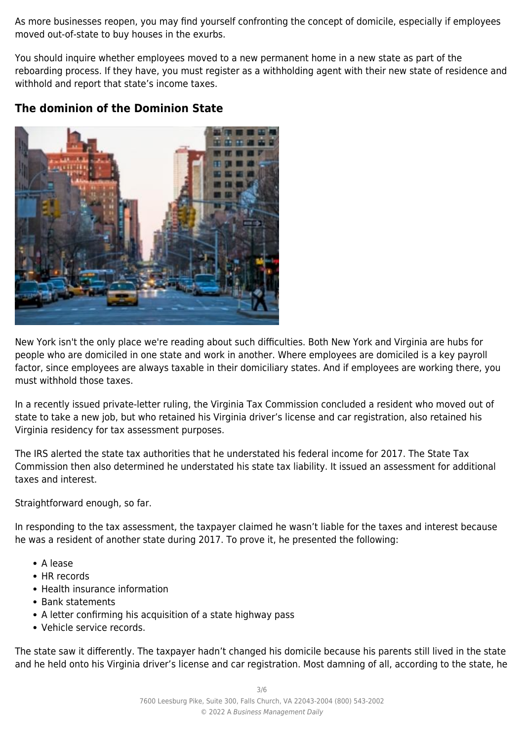As more businesses reopen, you may find yourself confronting the concept of domicile, especially if employees moved out-of-state to buy houses in the exurbs.

You should inquire whether employees moved to a new permanent home in a new state as part of the reboarding process. If they have, you must register as a withholding agent with their new state of residence and withhold and report that state's income taxes.

## The dominion of the Dominion State

New York isn't the only place we're reading about such difficulties. Both New York and Virginia are hubs for people who are domiciled in one state and work in another. Where employees are domiciled is a key payroll factor, since employees are always taxable in their domiciliary states. And if employees are working there, you must withhold those taxes.

In a recently issued private-letter ruling, the Virginia Tax Commission concluded a resident who moved out of state to take a new job, but who retained his Virginia driver's license and car registration, also retained his Virginia residency for tax assessment purposes.

The IRS alerted the state tax authorities that he understated his federal income for 2017. The State Tax Commission then also determined he understated his state tax liability. It issued an assessment for additional taxes and interest.

Straightforward enough, so far.

In responding to the tax assessment, the taxpayer claimed he wasn't liable for the taxes and interest because he was a resident of another state during 2017. To prove it, he presented the following:

- A lease
- HR records
- Health insurance information
- Bank statements
- A letter confirming his acquisition of a state highway pass
- Vehicle service records.

The state saw it differently. The taxpayer hadn't changed his domicile because his parents still lived in the state and he held onto his Virginia driver's license and car registration. Most damning of all, according to the state, he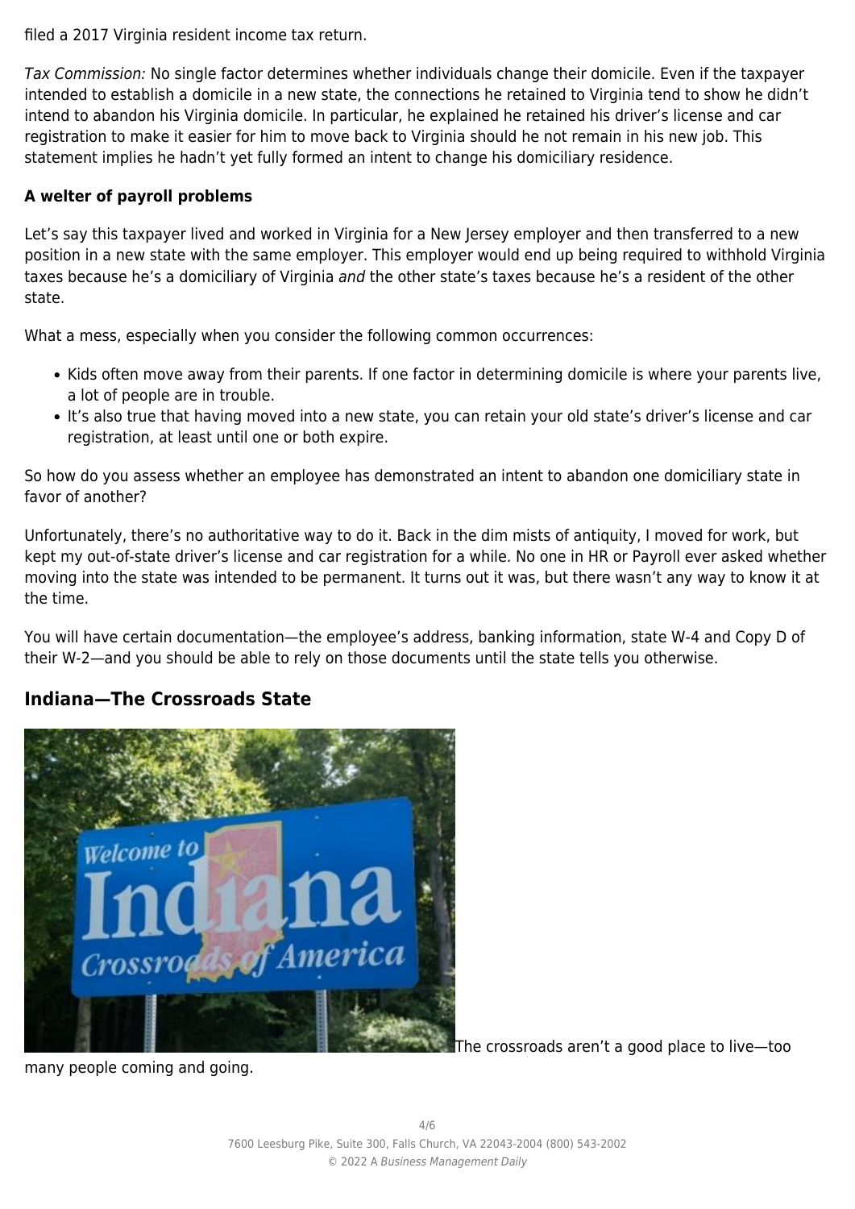filed a 2017 Virginia resident income tax return.

*Tax Commission:* No single factor determines whether individuals change their domicile. Even if the taxpayer intended to establish a domicile in a new state, the connections he retained to Virginia tend to show he didn't intend to abandon his Virginia domicile. In particular, he explained he retained his driver's license and car registration to make it easier for him to move back to Virginia should he not remain in his new job. This statement implies he hadn't yet fully formed an intent to change his domiciliary residence.

**A welter of payroll problems**

Let's say this taxpayer lived and worked in Virginia for a New Jersey employer and then transferred to a new position in a new state with the same employer. This employer would end up being required to withhold Virginia taxes because he's a domiciliary of Virginia *and* the other state's taxes because he's a resident of the other state.

What a mess, especially when you consider the following common occurrences:

- Kids often move away from their parents. If one factor in determining domicile is where your parents live, a lot of people are in trouble.
- It's also true that having moved into a new state, you can retain your old state's driver's license and car registration, at least until one or both expire.

So how do you assess whether an employee has demonstrated an intent to abandon one domiciliary state in favor of another?

Unfortunately, there's no authoritative way to do it. Back in the dim mists of antiquity, I moved for work, but kept my out-of-state driver's license and car registration for a while. No one in HR or Payroll ever asked whether moving into the state was intended to be permanent. It turns out it was, but there wasn't any way to know it at the time.

You will have certain documentation—the employee's address, banking information, state W-4 and Copy D of their W-2—and you should be able to rely on those documents until the state tells you otherwise.

## Indiana—The Crossroads State

The crossroads aren't a good place to live—too many people coming and going.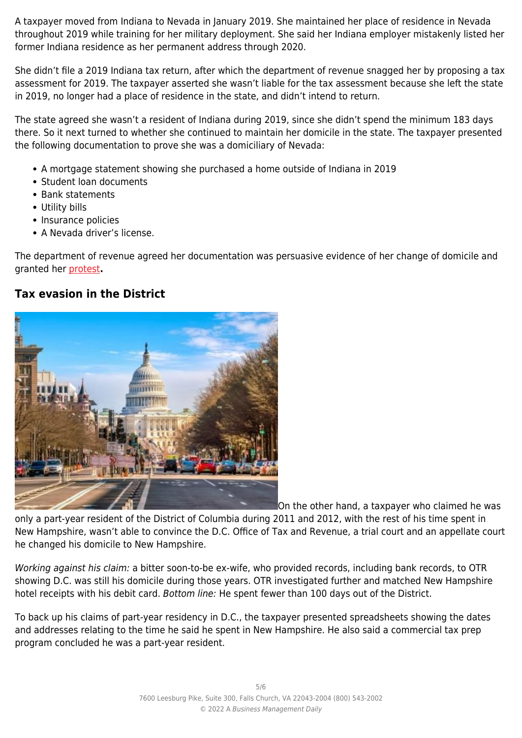A taxpayer moved from Indiana to Nevada in January 2019. She maintained her place of residence in Nevada throughout 2019 while training for her military deployment. She said her Indiana employer mistakenly listed her former Indiana residence as her permanent address through 2020.

She didn't file a 2019 Indiana tax return, after which the department of revenue snagged her by proposing a tax assessment for 2019. The taxpayer asserted she wasn't liable for the tax assessment because she left the state in 2019, no longer had a place of residence in the state, and didn't intend to return.

The state agreed she wasn't a resident of Indiana during 2019, since she didn't spend the minimum 183 days there. So it next turned to whether she continued to maintain her domicile in the state. The taxpayer presented the following documentation to prove she was a domiciliary of Nevada:

- A mortgage statement showing she purchased a home outside of Indiana in 2019
- Student loan documents
- Bank statements
- Utility bills
- Insurance policies
- A Nevada driver's license.

The department of revenue agreed her documentation was persuasive evidence of her change of domicile and granted her protest**.**

## Tax evasion in the District

On the other hand, a taxpayer who claimed he was only a part-year resident of the District of Columbia during 2011 and 2012, with the rest of his time spent in New Hampshire, wasn't able to convince the D.C. Office of Tax and Revenue, a trial court and an appellate court he changed his domicile to New Hampshire.

*Working against his claim:* a bitter soon-to-be ex-wife, who provided records, including bank records, to OTR showing D.C. was still his domicile during those years. OTR investigated further and matched New Hampshire hotel receipts with his debit card. *Bottom line:* He spent fewer than 100 days out of the District.

To back up his claims of part-year residency in D.C., the taxpayer presented spreadsheets showing the dates and addresses relating to the time he said he spent in New Hampshire. He also said a commercial tax prep program concluded he was a part-year resident.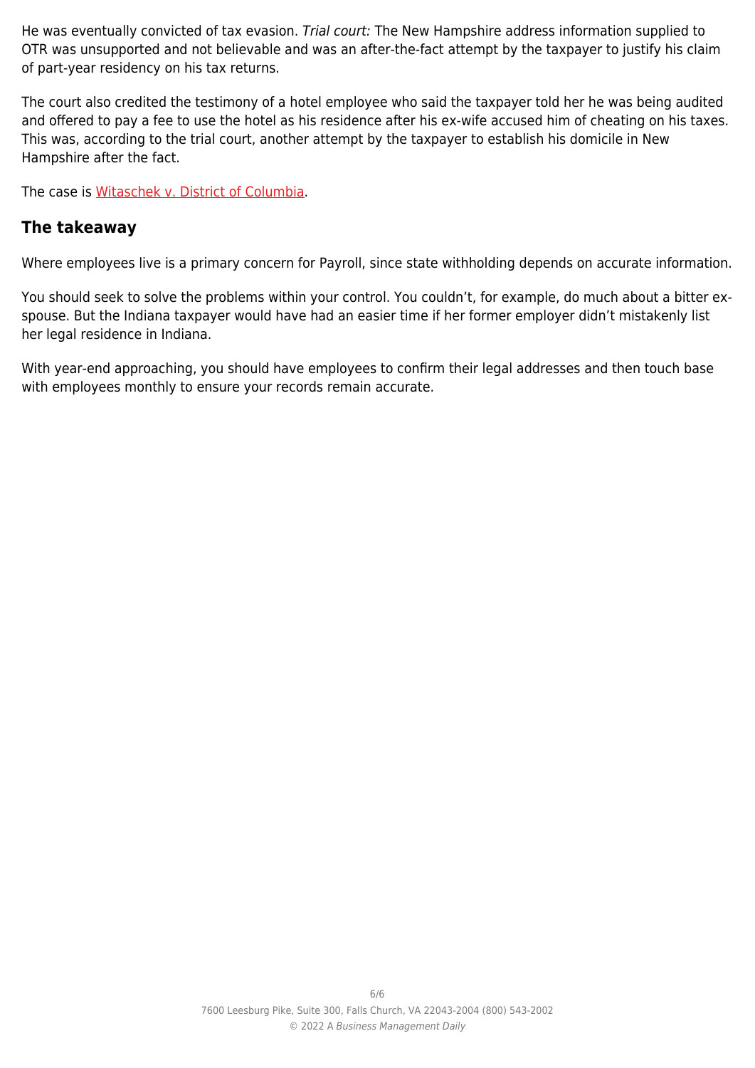He was eventually convicted of tax evasion. *Trial court:* The New Hampshire address information supplied to OTR was unsupported and not believable and was an after-the-fact attempt by the taxpayer to justify his claim of part-year residency on his tax returns.

The court also credited the testimony of a hotel employee who said the taxpayer told her he was being audited and offered to pay a fee to use the hotel as his residence after his ex-wife accused him of cheating on his taxes. This was, according to the trial court, another attempt by the taxpayer to establish his domicile in New Hampshire after the fact.

The case is Witaschek v. District of Columbia.

## The takeaway

Where employees live is a primary concern for Payroll, since state withholding depends on accurate information.

You should seek to solve the problems within your control. You couldn't, for example, do much about a bitter ex-spouse. But the Indiana taxpayer would have had an easier time if her former employer didn't mistakenly list her legal residence in Indiana.

With year-end approaching, you should have employees to confirm their legal addresses and then touch base with employees monthly to ensure your records remain accurate.